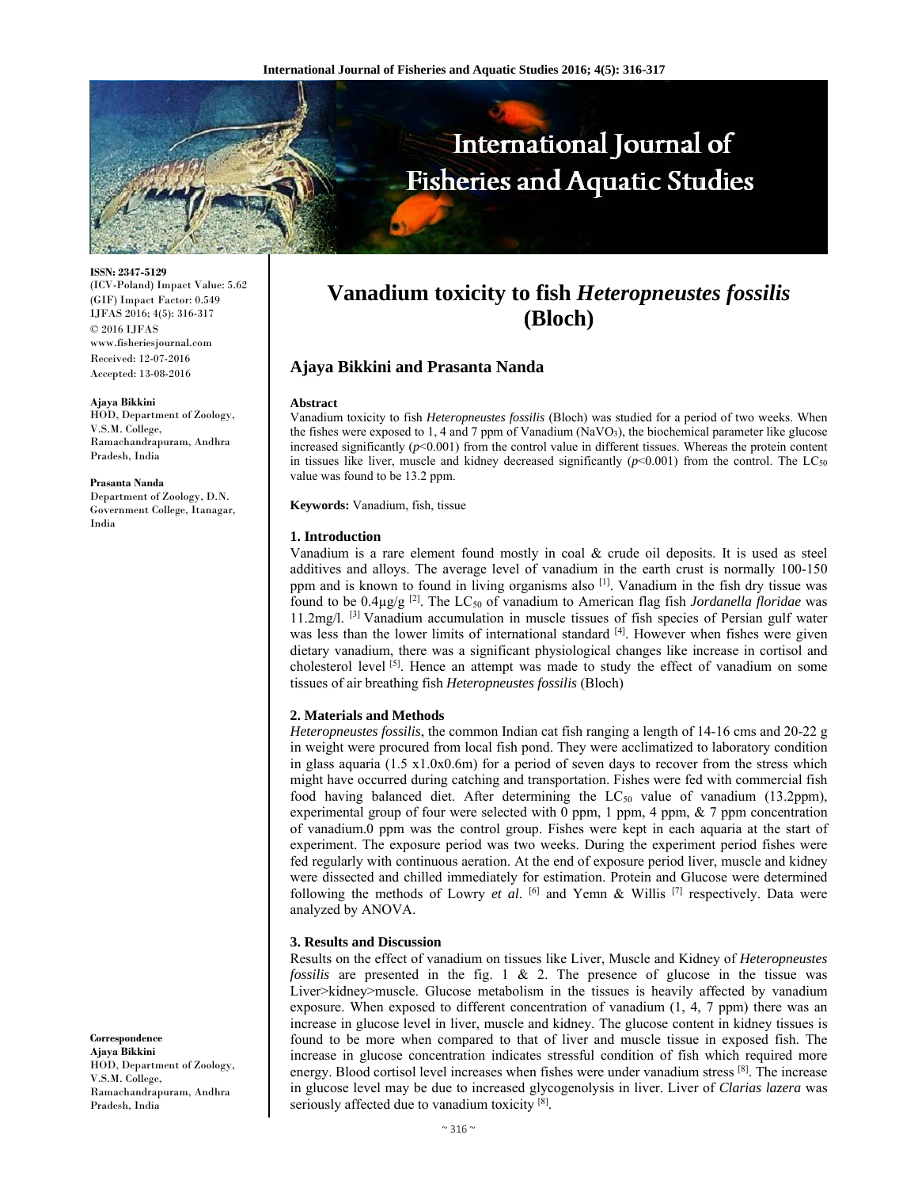# Vanadium toxicity to fish *Heteropneustes fossilis* (Bloch)

**Ajaya Bikkini and Prasanta Nanda**

ISSN: 2347-5129
(ICV-Poland) Impact Value: 5.62
(GIF) Impact Factor: 0.549
IJFAS 2016; 4(5): 316-317
© 2016 IJFAS
www.fisheriesjournal.com
Received: 12-07-2016
Accepted: 13-08-2016

**Ajaya Bikkini**
HOD, Department of Zoology, V.S.M. College, Ramachandrapuram, Andhra Pradesh, India

**Prasanta Nanda**
Department of Zoology, D.N. Government College, Itanagar, India

**Correspondence**
**Ajaya Bikkini**
HOD, Department of Zoology, V.S.M. College, Ramachandrapuram, Andhra Pradesh, India

### Abstract

Vanadium toxicity to fish *Heteropneustes fossilis* (Bloch) was studied for a period of two weeks. When the fishes were exposed to 1, 4 and 7 ppm of Vanadium ($NaVO_3$), the biochemical parameter like glucose increased significantly ($p<0.001$) from the control value in different tissues. Whereas the protein content in tissues like liver, muscle and kidney decreased significantly ($p<0.001$) from the control. The $LC_{50}$ value was found to be 13.2 ppm.

**Keywords:** Vanadium, fish, tissue

### 1. Introduction

Vanadium is a rare element found mostly in coal & crude oil deposits. It is used as steel additives and alloys. The average level of vanadium in the earth crust is normally 100-150 ppm and is known to found in living organisms also [1]. Vanadium in the fish dry tissue was found to be 0.4µg/g [2]. The $LC_{50}$ of vanadium to American flag fish *Jordanella floridae* was 11.2mg/l. [3] Vanadium accumulation in muscle tissues of fish species of Persian gulf water was less than the lower limits of international standard [4]. However when fishes were given dietary vanadium, there was a significant physiological changes like increase in cortisol and cholesterol level [5]. Hence an attempt was made to study the effect of vanadium on some tissues of air breathing fish *Heteropneustes fossilis* (Bloch)

### 2. Materials and Methods

*Heteropneustes fossilis*, the common Indian cat fish ranging a length of 14-16 cms and 20-22 g in weight were procured from local fish pond. They were acclimatized to laboratory condition in glass aquaria (1.5 x1.0x0.6m) for a period of seven days to recover from the stress which might have occurred during catching and transportation. Fishes were fed with commercial fish food having balanced diet. After determining the $LC_{50}$ value of vanadium (13.2ppm), experimental group of four were selected with 0 ppm, 1 ppm, 4 ppm, & 7 ppm concentration of vanadium.0 ppm was the control group. Fishes were kept in each aquaria at the start of experiment. The exposure period was two weeks. During the experiment period fishes were fed regularly with continuous aeration. At the end of exposure period liver, muscle and kidney were dissected and chilled immediately for estimation. Protein and Glucose were determined following the methods of Lowry *et al*. [6] and Yemn & Willis [7] respectively. Data were analyzed by ANOVA.

### 3. Results and Discussion

Results on the effect of vanadium on tissues like Liver, Muscle and Kidney of *Heteropneustes fossilis* are presented in the fig. 1 & 2. The presence of glucose in the tissue was Liver>kidney>muscle. Glucose metabolism in the tissues is heavily affected by vanadium exposure. When exposed to different concentration of vanadium (1, 4, 7 ppm) there was an increase in glucose level in liver, muscle and kidney. The glucose content in kidney tissues is found to be more when compared to that of liver and muscle tissue in exposed fish. The increase in glucose concentration indicates stressful condition of fish which required more energy. Blood cortisol level increases when fishes were under vanadium stress [8]. The increase in glucose level may be due to increased glycogenolysis in liver. Liver of *Clarias lazera* was seriously affected due to vanadium toxicity [8].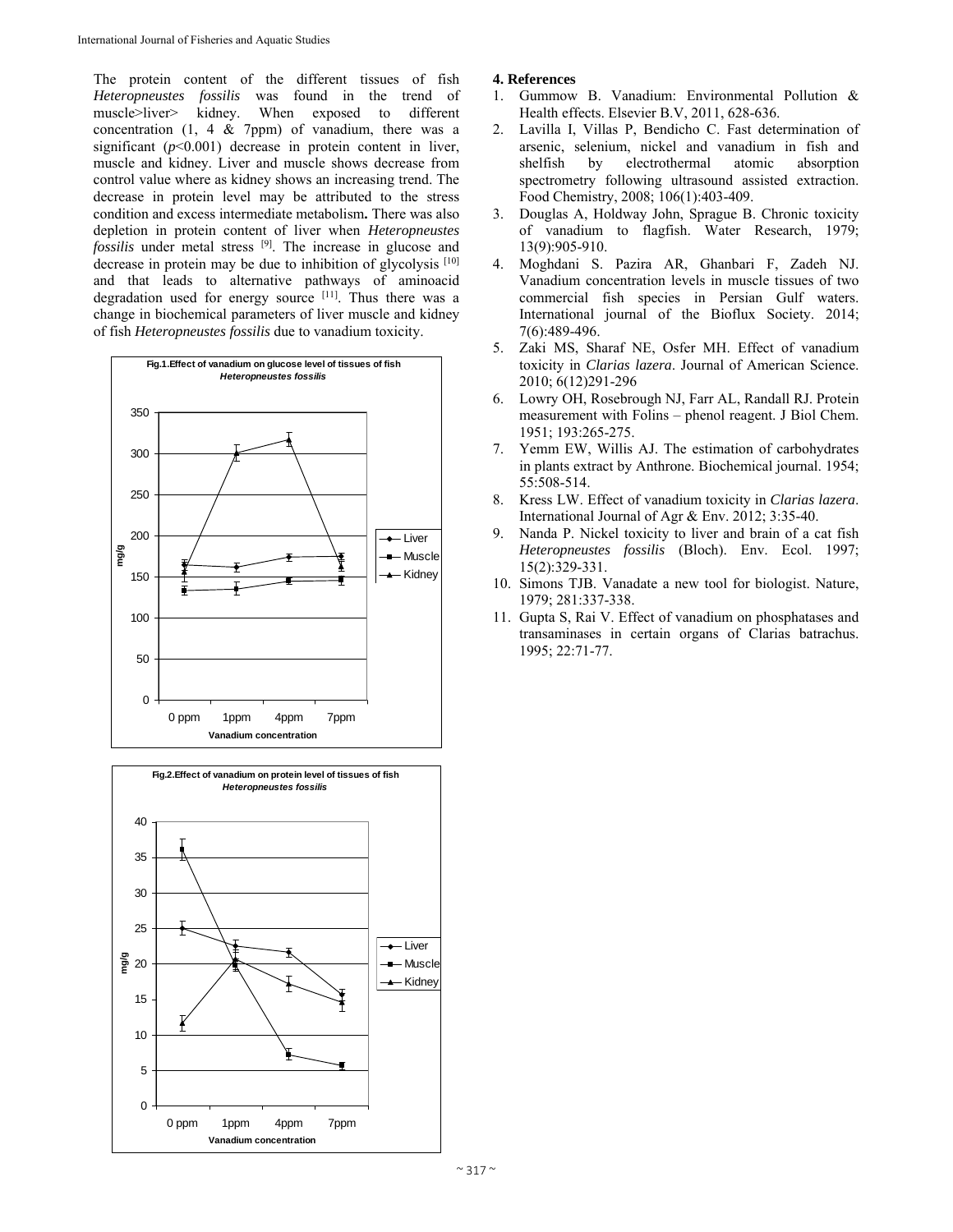The protein content of the different tissues of fish *Heteropneustes fossilis* was found in the trend of muscle>liver> kidney. When exposed to different concentration (1, 4 & 7ppm) of vanadium, there was a significant ($p<0.001$) decrease in protein content in liver, muscle and kidney. Liver and muscle shows decrease from control value where as kidney shows an increasing trend. The decrease in protein level may be attributed to the stress condition and excess intermediate metabolism**.** There was also depletion in protein content of liver when *Heteropneustes fossilis* under metal stress [9]. The increase in glucose and decrease in protein may be due to inhibition of glycolysis [10] and that leads to alternative pathways of aminoacid degradation used for energy source [11]. Thus there was a change in biochemical parameters of liver muscle and kidney of fish *Heteropneustes fossilis* due to vanadium toxicity.

**Fig.1.Effect of vanadium on glucose level of tissues of fish *Heteropneustes fossilis***

mg/g

350
300
250
200
150
100
50
0

0 ppm 1ppm 4ppm 7ppm

Vanadium concentration

Liver
Muscle
Kidney

**Fig.2.Effect of vanadium on protein level of tissues of fish *Heteropneustes fossilis***

mg/g

40
35
30
25
20
15
10
5
0

0 ppm 1ppm 4ppm 7ppm

Vanadium concentration

Liver
Muscle
Kidney

## 4. References

1. Gummow B. Vanadium: Environmental Pollution & Health effects. Elsevier B.V, 2011, 628-636.
2. Lavilla I, Villas P, Bendicho C. Fast determination of arsenic, selenium, nickel and vanadium in fish and shelfish by electrothermal atomic absorption spectrometry following ultrasound assisted extraction. Food Chemistry, 2008; 106(1):403-409.
3. Douglas A, Holdway John, Sprague B. Chronic toxicity of vanadium to flagfish. Water Research, 1979; 13(9):905-910.
4. Moghdani S. Pazira AR, Ghanbari F, Zadeh NJ. Vanadium concentration levels in muscle tissues of two commercial fish species in Persian Gulf waters. International journal of the Bioflux Society. 2014; 7(6):489-496.
5. Zaki MS, Sharaf NE, Osfer MH. Effect of vanadium toxicity in *Clarias lazera*. Journal of American Science. 2010; 6(12)291-296
6. Lowry OH, Rosebrough NJ, Farr AL, Randall RJ. Protein measurement with Folins – phenol reagent. J Biol Chem. 1951; 193:265-275.
7. Yemm EW, Willis AJ. The estimation of carbohydrates in plants extract by Anthrone. Biochemical journal. 1954; 55:508-514.
8. Kress LW. Effect of vanadium toxicity in *Clarias lazera*. International Journal of Agr & Env. 2012; 3:35-40.
9. Nanda P. Nickel toxicity to liver and brain of a cat fish *Heteropneustes fossilis* (Bloch). Env. Ecol. 1997; 15(2):329-331.
10. Simons TJB. Vanadate a new tool for biologist. Nature, 1979; 281:337-338.
11. Gupta S, Rai V. Effect of vanadium on phosphatases and transaminases in certain organs of Clarias batrachus. 1995; 22:71-77.